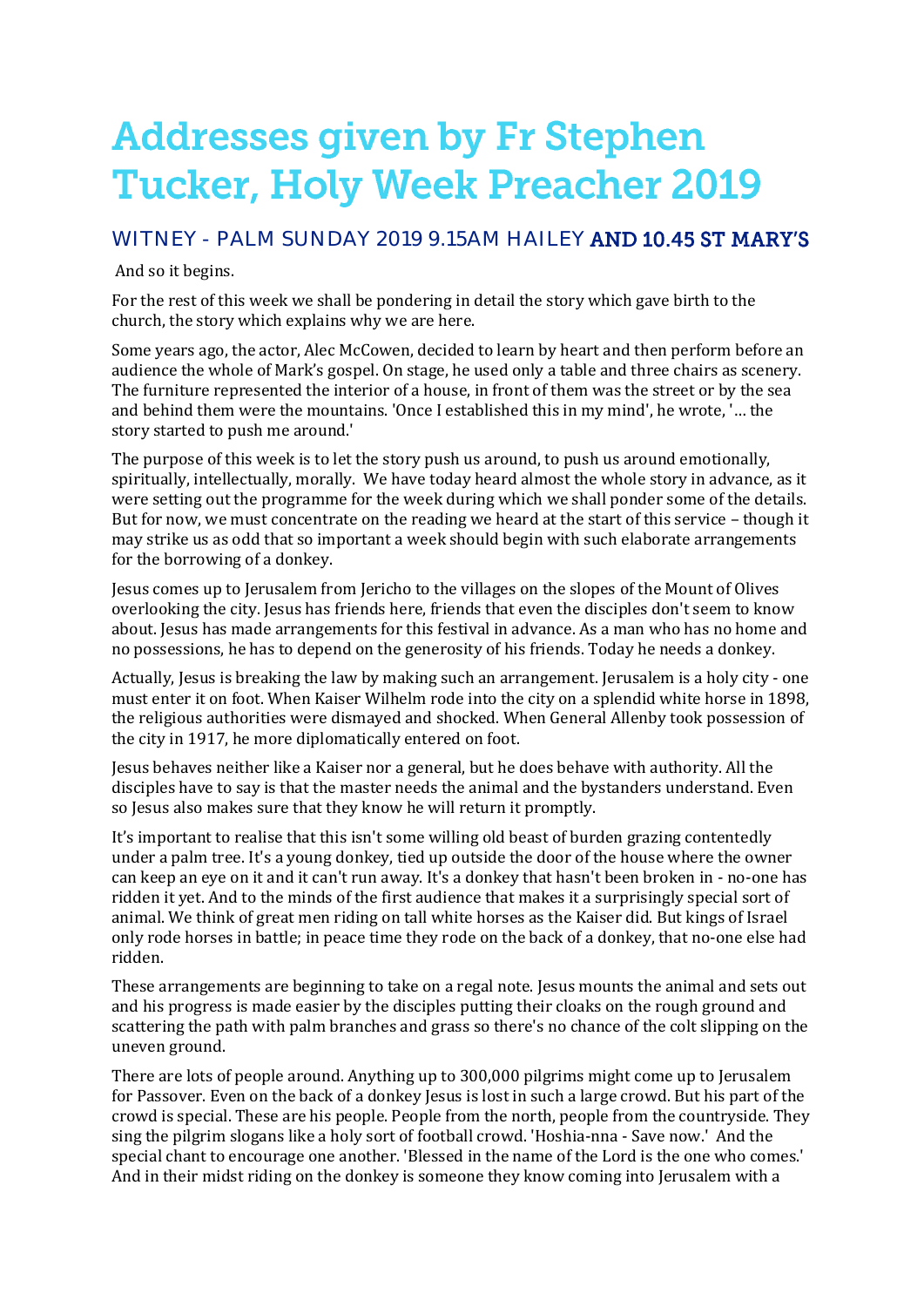# Addresses given by Fr Stephen Tucker, Holy Week Preacher 2019

## WITNEY - PALM SUNDAY 2019 9.15AM HAILEY AND 10.45 ST MARY'S

And so it begins.

For the rest of this week we shall be pondering in detail the story which gave birth to the church, the story which explains why we are here.

Some years ago, the actor, Alec McCowen, decided to learn by heart and then perform before an audience the whole of Mark's gospel. On stage, he used only a table and three chairs as scenery. The furniture represented the interior of a house, in front of them was the street or by the sea and behind them were the mountains. 'Once I established this in my mind', he wrote, '… the story started to push me around.'

The purpose of this week is to let the story push us around, to push us around emotionally, spiritually, intellectually, morally. We have today heard almost the whole story in advance, as it were setting out the programme for the week during which we shall ponder some of the details. But for now, we must concentrate on the reading we heard at the start of this service – though it may strike us as odd that so important a week should begin with such elaborate arrangements for the borrowing of a donkey.

Jesus comes up to Jerusalem from Jericho to the villages on the slopes of the Mount of Olives overlooking the city. Jesus has friends here, friends that even the disciples don't seem to know about. Jesus has made arrangements for this festival in advance. As a man who has no home and no possessions, he has to depend on the generosity of his friends. Today he needs a donkey.

Actually, Jesus is breaking the law by making such an arrangement. Jerusalem is a holy city - one must enter it on foot. When Kaiser Wilhelm rode into the city on a splendid white horse in 1898, the religious authorities were dismayed and shocked. When General Allenby took possession of the city in 1917, he more diplomatically entered on foot.

Jesus behaves neither like a Kaiser nor a general, but he does behave with authority. All the disciples have to say is that the master needs the animal and the bystanders understand. Even so Jesus also makes sure that they know he will return it promptly.

It's important to realise that this isn't some willing old beast of burden grazing contentedly under a palm tree. It's a young donkey, tied up outside the door of the house where the owner can keep an eye on it and it can't run away. It's a donkey that hasn't been broken in - no-one has ridden it yet. And to the minds of the first audience that makes it a surprisingly special sort of animal. We think of great men riding on tall white horses as the Kaiser did. But kings of Israel only rode horses in battle; in peace time they rode on the back of a donkey, that no-one else had ridden.

These arrangements are beginning to take on a regal note. Jesus mounts the animal and sets out and his progress is made easier by the disciples putting their cloaks on the rough ground and scattering the path with palm branches and grass so there's no chance of the colt slipping on the uneven ground.

There are lots of people around. Anything up to 300,000 pilgrims might come up to Jerusalem for Passover. Even on the back of a donkey Jesus is lost in such a large crowd. But his part of the crowd is special. These are his people. People from the north, people from the countryside. They sing the pilgrim slogans like a holy sort of football crowd. 'Hoshia-nna - Save now.' And the special chant to encourage one another. 'Blessed in the name of the Lord is the one who comes.' And in their midst riding on the donkey is someone they know coming into Jerusalem with a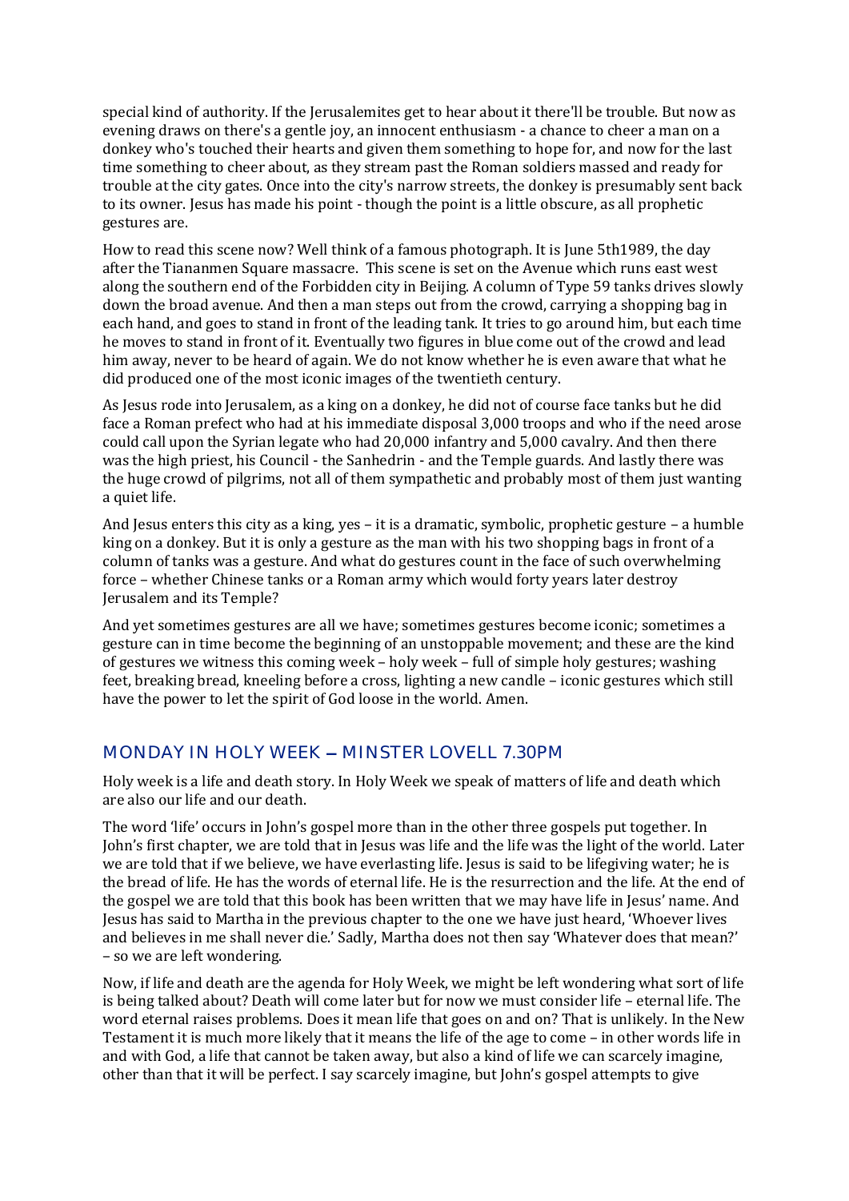special kind of authority. If the Jerusalemites get to hear about it there'll be trouble. But now as evening draws on there's a gentle joy, an innocent enthusiasm - a chance to cheer a man on a donkey who's touched their hearts and given them something to hope for, and now for the last time something to cheer about, as they stream past the Roman soldiers massed and ready for trouble at the city gates. Once into the city's narrow streets, the donkey is presumably sent back to its owner. Jesus has made his point - though the point is a little obscure, as all prophetic gestures are.

How to read this scene now? Well think of a famous photograph. It is June 5th1989, the day after the Tiananmen Square massacre. This scene is set on the Avenue which runs east west along the southern end of the Forbidden city in Beijing. A column of Type 59 tanks drives slowly down the broad avenue. And then a man steps out from the crowd, carrying a shopping bag in each hand, and goes to stand in front of the leading tank. It tries to go around him, but each time he moves to stand in front of it. Eventually two figures in blue come out of the crowd and lead him away, never to be heard of again. We do not know whether he is even aware that what he did produced one of the most iconic images of the twentieth century.

As Jesus rode into Jerusalem, as a king on a donkey, he did not of course face tanks but he did face a Roman prefect who had at his immediate disposal 3,000 troops and who if the need arose could call upon the Syrian legate who had 20,000 infantry and 5,000 cavalry. And then there was the high priest, his Council - the Sanhedrin - and the Temple guards. And lastly there was the huge crowd of pilgrims, not all of them sympathetic and probably most of them just wanting a quiet life.

And Jesus enters this city as a king, yes – it is a dramatic, symbolic, prophetic gesture – a humble king on a donkey. But it is only a gesture as the man with his two shopping bags in front of a column of tanks was a gesture. And what do gestures count in the face of such overwhelming force – whether Chinese tanks or a Roman army which would forty years later destroy Jerusalem and its Temple?

And yet sometimes gestures are all we have; sometimes gestures become iconic; sometimes a gesture can in time become the beginning of an unstoppable movement; and these are the kind of gestures we witness this coming week – holy week – full of simple holy gestures; washing feet, breaking bread, kneeling before a cross, lighting a new candle – iconic gestures which still have the power to let the spirit of God loose in the world. Amen.

## MONDAY IN HOLY WEEK – MINSTER LOVELL 7.30PM

Holy week is a life and death story. In Holy Week we speak of matters of life and death which are also our life and our death.

The word 'life' occurs in John's gospel more than in the other three gospels put together. In John's first chapter, we are told that in Jesus was life and the life was the light of the world. Later we are told that if we believe, we have everlasting life. Jesus is said to be lifegiving water; he is the bread of life. He has the words of eternal life. He is the resurrection and the life. At the end of the gospel we are told that this book has been written that we may have life in Jesus' name. And Jesus has said to Martha in the previous chapter to the one we have just heard, 'Whoever lives and believes in me shall never die.' Sadly, Martha does not then say 'Whatever does that mean?' – so we are left wondering.

Now, if life and death are the agenda for Holy Week, we might be left wondering what sort of life is being talked about? Death will come later but for now we must consider life – eternal life. The word eternal raises problems. Does it mean life that goes on and on? That is unlikely. In the New Testament it is much more likely that it means the life of the age to come – in other words life in and with God, a life that cannot be taken away, but also a kind of life we can scarcely imagine, other than that it will be perfect. I say scarcely imagine, but John's gospel attempts to give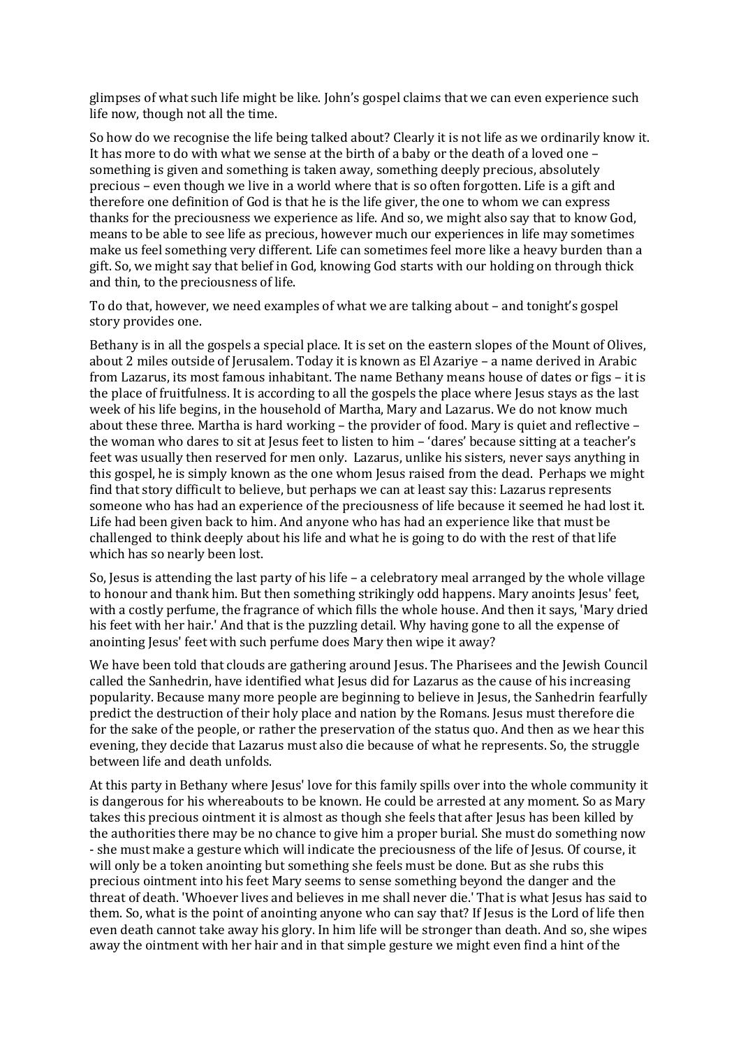glimpses of what such life might be like. John's gospel claims that we can even experience such life now, though not all the time.

So how do we recognise the life being talked about? Clearly it is not life as we ordinarily know it. It has more to do with what we sense at the birth of a baby or the death of a loved one – something is given and something is taken away, something deeply precious, absolutely precious – even though we live in a world where that is so often forgotten. Life is a gift and therefore one definition of God is that he is the life giver, the one to whom we can express thanks for the preciousness we experience as life. And so, we might also say that to know God, means to be able to see life as precious, however much our experiences in life may sometimes make us feel something very different. Life can sometimes feel more like a heavy burden than a gift. So, we might say that belief in God, knowing God starts with our holding on through thick and thin, to the preciousness of life.

To do that, however, we need examples of what we are talking about – and tonight's gospel story provides one.

Bethany is in all the gospels a special place. It is set on the eastern slopes of the Mount of Olives, about 2 miles outside of Jerusalem. Today it is known as El Azariye – a name derived in Arabic from Lazarus, its most famous inhabitant. The name Bethany means house of dates or figs – it is the place of fruitfulness. It is according to all the gospels the place where Jesus stays as the last week of his life begins, in the household of Martha, Mary and Lazarus. We do not know much about these three. Martha is hard working – the provider of food. Mary is quiet and reflective – the woman who dares to sit at Jesus feet to listen to him – 'dares' because sitting at a teacher's feet was usually then reserved for men only. Lazarus, unlike his sisters, never says anything in this gospel, he is simply known as the one whom Jesus raised from the dead. Perhaps we might find that story difficult to believe, but perhaps we can at least say this: Lazarus represents someone who has had an experience of the preciousness of life because it seemed he had lost it. Life had been given back to him. And anyone who has had an experience like that must be challenged to think deeply about his life and what he is going to do with the rest of that life which has so nearly been lost.

So, Jesus is attending the last party of his life – a celebratory meal arranged by the whole village to honour and thank him. But then something strikingly odd happens. Mary anoints Jesus' feet, with a costly perfume, the fragrance of which fills the whole house. And then it says, 'Mary dried his feet with her hair.' And that is the puzzling detail. Why having gone to all the expense of anointing Jesus' feet with such perfume does Mary then wipe it away?

We have been told that clouds are gathering around Jesus. The Pharisees and the Jewish Council called the Sanhedrin, have identified what Jesus did for Lazarus as the cause of his increasing popularity. Because many more people are beginning to believe in Jesus, the Sanhedrin fearfully predict the destruction of their holy place and nation by the Romans. Jesus must therefore die for the sake of the people, or rather the preservation of the status quo. And then as we hear this evening, they decide that Lazarus must also die because of what he represents. So, the struggle between life and death unfolds.

At this party in Bethany where Jesus' love for this family spills over into the whole community it is dangerous for his whereabouts to be known. He could be arrested at any moment. So as Mary takes this precious ointment it is almost as though she feels that after Jesus has been killed by the authorities there may be no chance to give him a proper burial. She must do something now - she must make a gesture which will indicate the preciousness of the life of Jesus. Of course, it will only be a token anointing but something she feels must be done. But as she rubs this precious ointment into his feet Mary seems to sense something beyond the danger and the threat of death. 'Whoever lives and believes in me shall never die.' That is what Jesus has said to them. So, what is the point of anointing anyone who can say that? If Jesus is the Lord of life then even death cannot take away his glory. In him life will be stronger than death. And so, she wipes away the ointment with her hair and in that simple gesture we might even find a hint of the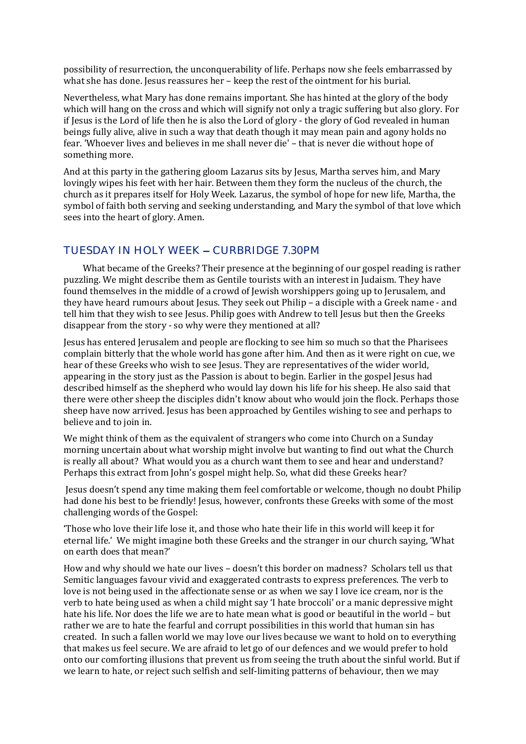possibility of resurrection, the unconquerability of life. Perhaps now she feels embarrassed by what she has done. Jesus reassures her – keep the rest of the ointment for his burial.

Nevertheless, what Mary has done remains important. She has hinted at the glory of the body which will hang on the cross and which will signify not only a tragic suffering but also glory. For if Jesus is the Lord of life then he is also the Lord of glory - the glory of God revealed in human beings fully alive, alive in such a way that death though it may mean pain and agony holds no fear. 'Whoever lives and believes in me shall never die' – that is never die without hope of something more.

And at this party in the gathering gloom Lazarus sits by Jesus, Martha serves him, and Mary lovingly wipes his feet with her hair. Between them they form the nucleus of the church, the church as it prepares itself for Holy Week. Lazarus, the symbol of hope for new life, Martha, the symbol of faith both serving and seeking understanding, and Mary the symbol of that love which sees into the heart of glory. Amen.

## TUESDAY IN HOLY WEEK – CURBRIDGE 7.30PM

What became of the Greeks? Their presence at the beginning of our gospel reading is rather puzzling. We might describe them as Gentile tourists with an interest in Judaism. They have found themselves in the middle of a crowd of Jewish worshippers going up to Jerusalem, and they have heard rumours about Jesus. They seek out Philip – a disciple with a Greek name - and tell him that they wish to see Jesus. Philip goes with Andrew to tell Jesus but then the Greeks disappear from the story - so why were they mentioned at all?

Jesus has entered Jerusalem and people are flocking to see him so much so that the Pharisees complain bitterly that the whole world has gone after him. And then as it were right on cue, we hear of these Greeks who wish to see Jesus. They are representatives of the wider world, appearing in the story just as the Passion is about to begin. Earlier in the gospel Jesus had described himself as the shepherd who would lay down his life for his sheep. He also said that there were other sheep the disciples didn't know about who would join the flock. Perhaps those sheep have now arrived. Jesus has been approached by Gentiles wishing to see and perhaps to believe and to join in.

We might think of them as the equivalent of strangers who come into Church on a Sunday morning uncertain about what worship might involve but wanting to find out what the Church is really all about? What would you as a church want them to see and hear and understand? Perhaps this extract from John's gospel might help. So, what did these Greeks hear?

Jesus doesn't spend any time making them feel comfortable or welcome, though no doubt Philip had done his best to be friendly! Jesus, however, confronts these Greeks with some of the most challenging words of the Gospel:

'Those who love their life lose it, and those who hate their life in this world will keep it for eternal life.' We might imagine both these Greeks and the stranger in our church saying, 'What on earth does that mean?'

How and why should we hate our lives – doesn't this border on madness? Scholars tell us that Semitic languages favour vivid and exaggerated contrasts to express preferences. The verb to love is not being used in the affectionate sense or as when we say I love ice cream, nor is the verb to hate being used as when a child might say 'I hate broccoli' or a manic depressive might hate his life. Nor does the life we are to hate mean what is good or beautiful in the world – but rather we are to hate the fearful and corrupt possibilities in this world that human sin has created. In such a fallen world we may love our lives because we want to hold on to everything that makes us feel secure. We are afraid to let go of our defences and we would prefer to hold onto our comforting illusions that prevent us from seeing the truth about the sinful world. But if we learn to hate, or reject such selfish and self-limiting patterns of behaviour, then we may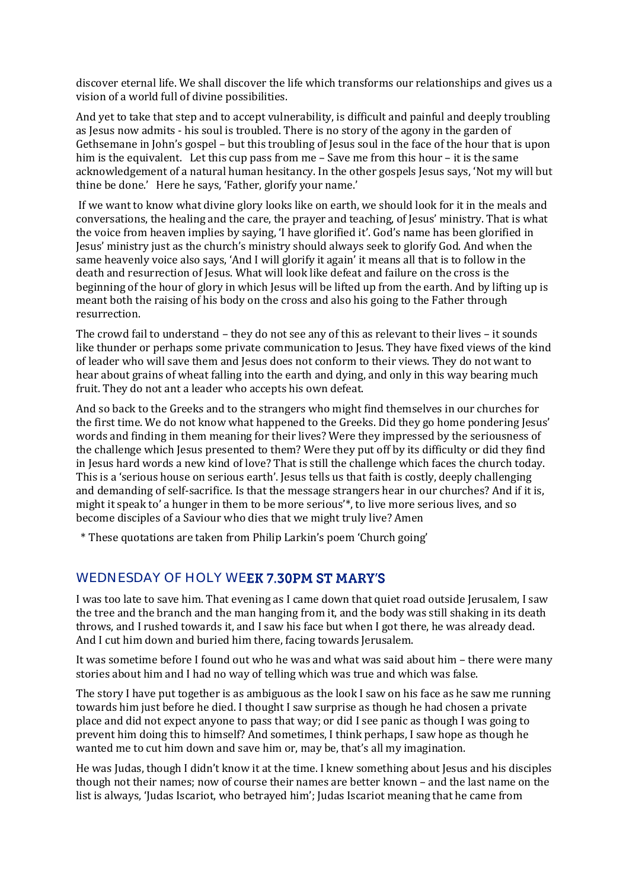discover eternal life. We shall discover the life which transforms our relationships and gives us a vision of a world full of divine possibilities.

And yet to take that step and to accept vulnerability, is difficult and painful and deeply troubling as Jesus now admits - his soul is troubled. There is no story of the agony in the garden of Gethsemane in John's gospel – but this troubling of Jesus soul in the face of the hour that is upon him is the equivalent. Let this cup pass from me – Save me from this hour – it is the same acknowledgement of a natural human hesitancy. In the other gospels Jesus says, 'Not my will but thine be done.' Here he says, 'Father, glorify your name.'

If we want to know what divine glory looks like on earth, we should look for it in the meals and conversations, the healing and the care, the prayer and teaching, of Jesus' ministry. That is what the voice from heaven implies by saying, 'I have glorified it'. God's name has been glorified in Jesus' ministry just as the church's ministry should always seek to glorify God. And when the same heavenly voice also says, 'And I will glorify it again' it means all that is to follow in the death and resurrection of Jesus. What will look like defeat and failure on the cross is the beginning of the hour of glory in which Jesus will be lifted up from the earth. And by lifting up is meant both the raising of his body on the cross and also his going to the Father through resurrection.

The crowd fail to understand – they do not see any of this as relevant to their lives – it sounds like thunder or perhaps some private communication to Jesus. They have fixed views of the kind of leader who will save them and Jesus does not conform to their views. They do not want to hear about grains of wheat falling into the earth and dying, and only in this way bearing much fruit. They do not ant a leader who accepts his own defeat.

And so back to the Greeks and to the strangers who might find themselves in our churches for the first time. We do not know what happened to the Greeks. Did they go home pondering Jesus' words and finding in them meaning for their lives? Were they impressed by the seriousness of the challenge which Jesus presented to them? Were they put off by its difficulty or did they find in Jesus hard words a new kind of love? That is still the challenge which faces the church today. This is a 'serious house on serious earth'. Jesus tells us that faith is costly, deeply challenging and demanding of self-sacrifice. Is that the message strangers hear in our churches? And if it is, might it speak to' a hunger in them to be more serious'*, to live more serious lives, and so become disciples of a Saviour who dies that we might truly live? Amen

* These quotations are taken from Philip Larkin's poem 'Church going'

## WEDNESDAY OF HOLY WEEK 7.30PM ST MARY'S

I was too late to save him. That evening as I came down that quiet road outside Jerusalem, I saw the tree and the branch and the man hanging from it, and the body was still shaking in its death throws, and I rushed towards it, and I saw his face but when I got there, he was already dead. And I cut him down and buried him there, facing towards Jerusalem.

It was sometime before I found out who he was and what was said about him – there were many stories about him and I had no way of telling which was true and which was false.

The story I have put together is as ambiguous as the look I saw on his face as he saw me running towards him just before he died. I thought I saw surprise as though he had chosen a private place and did not expect anyone to pass that way; or did I see panic as though I was going to prevent him doing this to himself? And sometimes, I think perhaps, I saw hope as though he wanted me to cut him down and save him or, may be, that's all my imagination.

He was Judas, though I didn't know it at the time. I knew something about Jesus and his disciples though not their names; now of course their names are better known – and the last name on the list is always, 'Judas Iscariot, who betrayed him'; Judas Iscariot meaning that he came from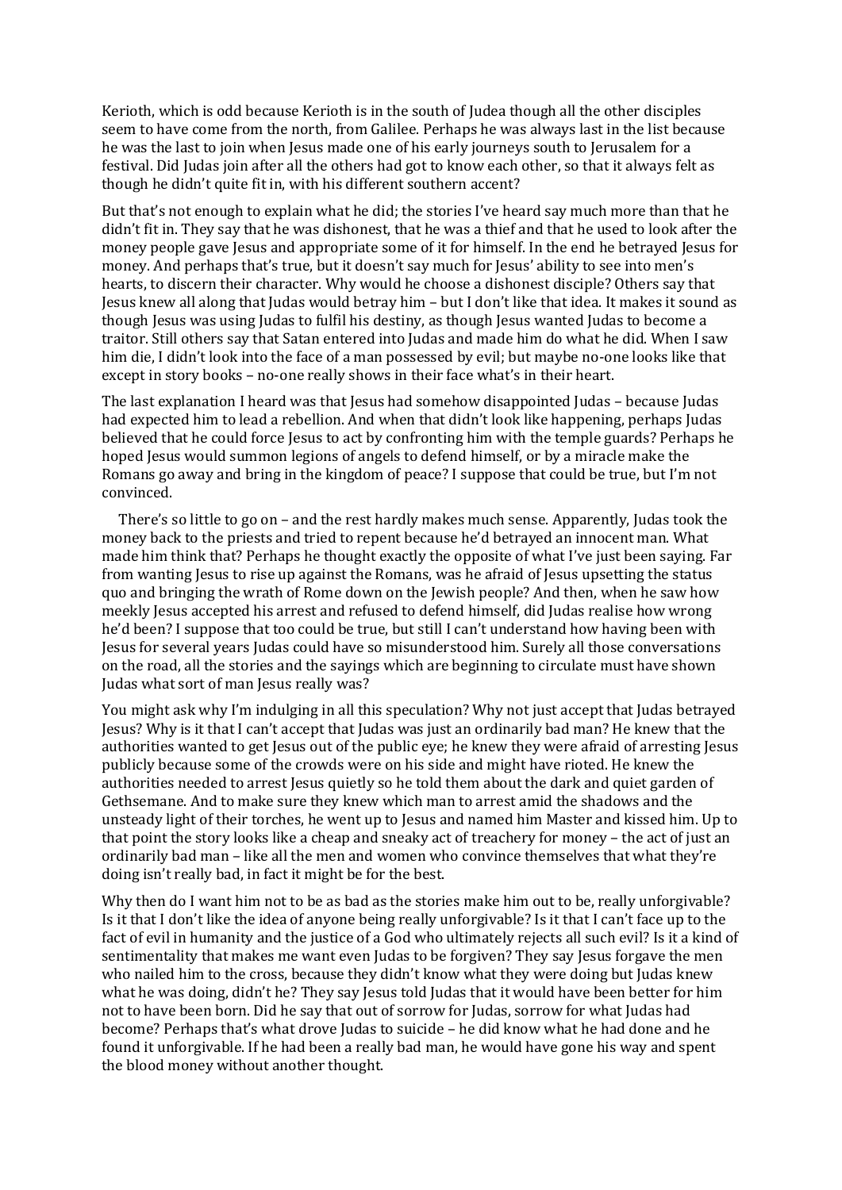Kerioth, which is odd because Kerioth is in the south of Judea though all the other disciples seem to have come from the north, from Galilee. Perhaps he was always last in the list because he was the last to join when Jesus made one of his early journeys south to Jerusalem for a festival. Did Judas join after all the others had got to know each other, so that it always felt as though he didn't quite fit in, with his different southern accent?

But that's not enough to explain what he did; the stories I've heard say much more than that he didn't fit in. They say that he was dishonest, that he was a thief and that he used to look after the money people gave Jesus and appropriate some of it for himself. In the end he betrayed Jesus for money. And perhaps that's true, but it doesn't say much for Jesus' ability to see into men's hearts, to discern their character. Why would he choose a dishonest disciple? Others say that Jesus knew all along that Judas would betray him – but I don't like that idea. It makes it sound as though Jesus was using Judas to fulfil his destiny, as though Jesus wanted Judas to become a traitor. Still others say that Satan entered into Judas and made him do what he did. When I saw him die, I didn't look into the face of a man possessed by evil; but maybe no-one looks like that except in story books – no-one really shows in their face what's in their heart.

The last explanation I heard was that Jesus had somehow disappointed Judas – because Judas had expected him to lead a rebellion. And when that didn't look like happening, perhaps Judas believed that he could force Jesus to act by confronting him with the temple guards? Perhaps he hoped Jesus would summon legions of angels to defend himself, or by a miracle make the Romans go away and bring in the kingdom of peace? I suppose that could be true, but I'm not convinced.

There's so little to go on – and the rest hardly makes much sense. Apparently, Judas took the money back to the priests and tried to repent because he'd betrayed an innocent man. What made him think that? Perhaps he thought exactly the opposite of what I've just been saying. Far from wanting Jesus to rise up against the Romans, was he afraid of Jesus upsetting the status quo and bringing the wrath of Rome down on the Jewish people? And then, when he saw how meekly Jesus accepted his arrest and refused to defend himself, did Judas realise how wrong he'd been? I suppose that too could be true, but still I can't understand how having been with Jesus for several years Judas could have so misunderstood him. Surely all those conversations on the road, all the stories and the sayings which are beginning to circulate must have shown Judas what sort of man Jesus really was?

You might ask why I'm indulging in all this speculation? Why not just accept that Judas betrayed Jesus? Why is it that I can't accept that Judas was just an ordinarily bad man? He knew that the authorities wanted to get Jesus out of the public eye; he knew they were afraid of arresting Jesus publicly because some of the crowds were on his side and might have rioted. He knew the authorities needed to arrest Jesus quietly so he told them about the dark and quiet garden of Gethsemane. And to make sure they knew which man to arrest amid the shadows and the unsteady light of their torches, he went up to Jesus and named him Master and kissed him. Up to that point the story looks like a cheap and sneaky act of treachery for money – the act of just an ordinarily bad man – like all the men and women who convince themselves that what they're doing isn't really bad, in fact it might be for the best.

Why then do I want him not to be as bad as the stories make him out to be, really unforgivable? Is it that I don't like the idea of anyone being really unforgivable? Is it that I can't face up to the fact of evil in humanity and the justice of a God who ultimately rejects all such evil? Is it a kind of sentimentality that makes me want even Judas to be forgiven? They say Jesus forgave the men who nailed him to the cross, because they didn't know what they were doing but Judas knew what he was doing, didn't he? They say Jesus told Judas that it would have been better for him not to have been born. Did he say that out of sorrow for Judas, sorrow for what Judas had become? Perhaps that's what drove Judas to suicide – he did know what he had done and he found it unforgivable. If he had been a really bad man, he would have gone his way and spent the blood money without another thought.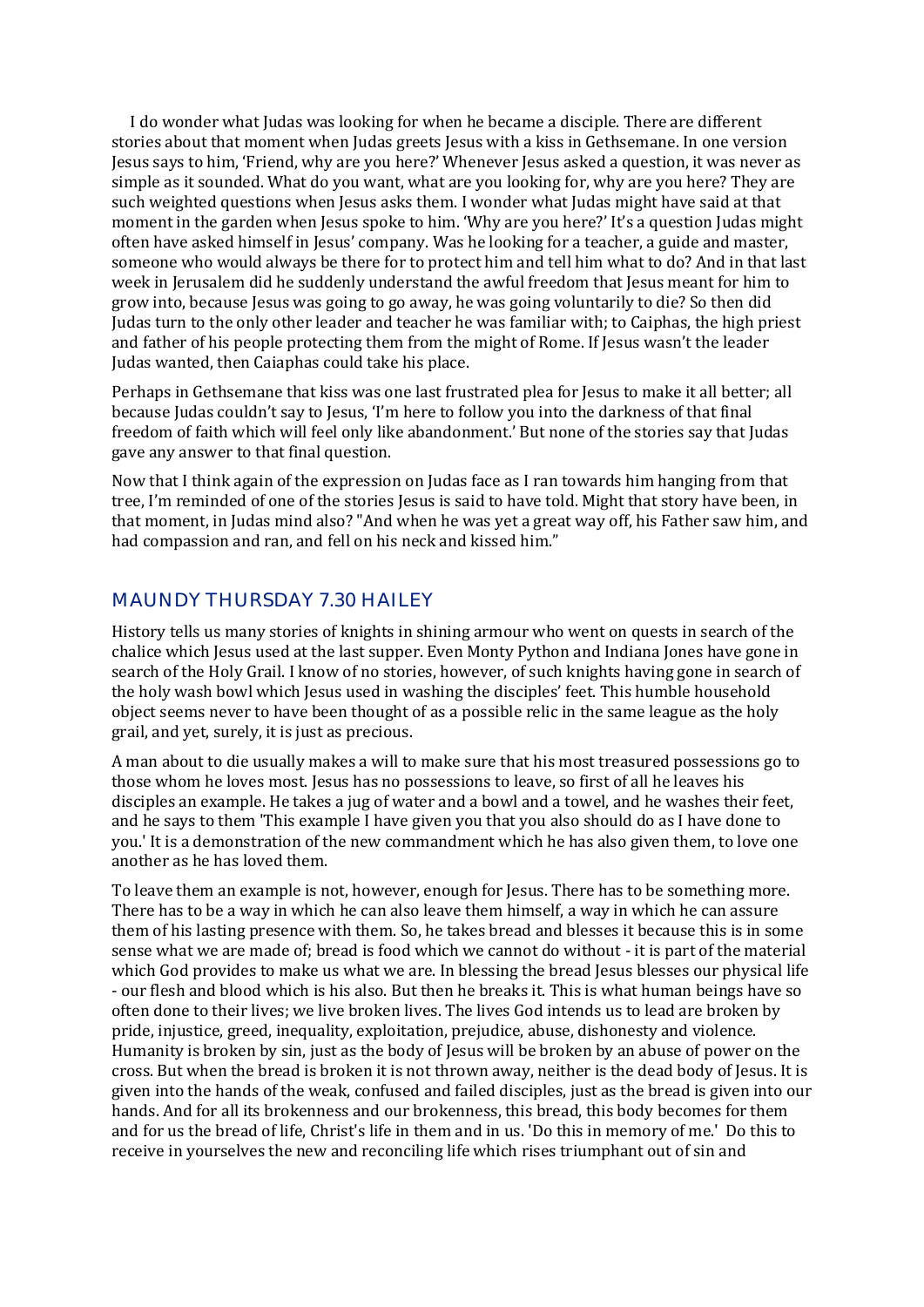I do wonder what Judas was looking for when he became a disciple. There are different stories about that moment when Judas greets Jesus with a kiss in Gethsemane. In one version Jesus says to him, 'Friend, why are you here?' Whenever Jesus asked a question, it was never as simple as it sounded. What do you want, what are you looking for, why are you here? They are such weighted questions when Jesus asks them. I wonder what Judas might have said at that moment in the garden when Jesus spoke to him. 'Why are you here?' It's a question Judas might often have asked himself in Jesus' company. Was he looking for a teacher, a guide and master, someone who would always be there for to protect him and tell him what to do? And in that last week in Jerusalem did he suddenly understand the awful freedom that Jesus meant for him to grow into, because Jesus was going to go away, he was going voluntarily to die? So then did Judas turn to the only other leader and teacher he was familiar with; to Caiphas, the high priest and father of his people protecting them from the might of Rome. If Jesus wasn't the leader Judas wanted, then Caiaphas could take his place.

Perhaps in Gethsemane that kiss was one last frustrated plea for Jesus to make it all better; all because Judas couldn't say to Jesus, 'I'm here to follow you into the darkness of that final freedom of faith which will feel only like abandonment.' But none of the stories say that Judas gave any answer to that final question.

Now that I think again of the expression on Judas face as I ran towards him hanging from that tree, I'm reminded of one of the stories Jesus is said to have told. Might that story have been, in that moment, in Judas mind also? "And when he was yet a great way off, his Father saw him, and had compassion and ran, and fell on his neck and kissed him."

## MAUNDY THURSDAY 7.30 HAILEY

History tells us many stories of knights in shining armour who went on quests in search of the chalice which Jesus used at the last supper. Even Monty Python and Indiana Jones have gone in search of the Holy Grail. I know of no stories, however, of such knights having gone in search of the holy wash bowl which Jesus used in washing the disciples' feet. This humble household object seems never to have been thought of as a possible relic in the same league as the holy grail, and yet, surely, it is just as precious.

A man about to die usually makes a will to make sure that his most treasured possessions go to those whom he loves most. Jesus has no possessions to leave, so first of all he leaves his disciples an example. He takes a jug of water and a bowl and a towel, and he washes their feet, and he says to them 'This example I have given you that you also should do as I have done to you.' It is a demonstration of the new commandment which he has also given them, to love one another as he has loved them.

To leave them an example is not, however, enough for Jesus. There has to be something more. There has to be a way in which he can also leave them himself, a way in which he can assure them of his lasting presence with them. So, he takes bread and blesses it because this is in some sense what we are made of; bread is food which we cannot do without - it is part of the material which God provides to make us what we are. In blessing the bread Jesus blesses our physical life - our flesh and blood which is his also. But then he breaks it. This is what human beings have so often done to their lives; we live broken lives. The lives God intends us to lead are broken by pride, injustice, greed, inequality, exploitation, prejudice, abuse, dishonesty and violence. Humanity is broken by sin, just as the body of Jesus will be broken by an abuse of power on the cross. But when the bread is broken it is not thrown away, neither is the dead body of Jesus. It is given into the hands of the weak, confused and failed disciples, just as the bread is given into our hands. And for all its brokenness and our brokenness, this bread, this body becomes for them and for us the bread of life, Christ's life in them and in us. 'Do this in memory of me.' Do this to receive in yourselves the new and reconciling life which rises triumphant out of sin and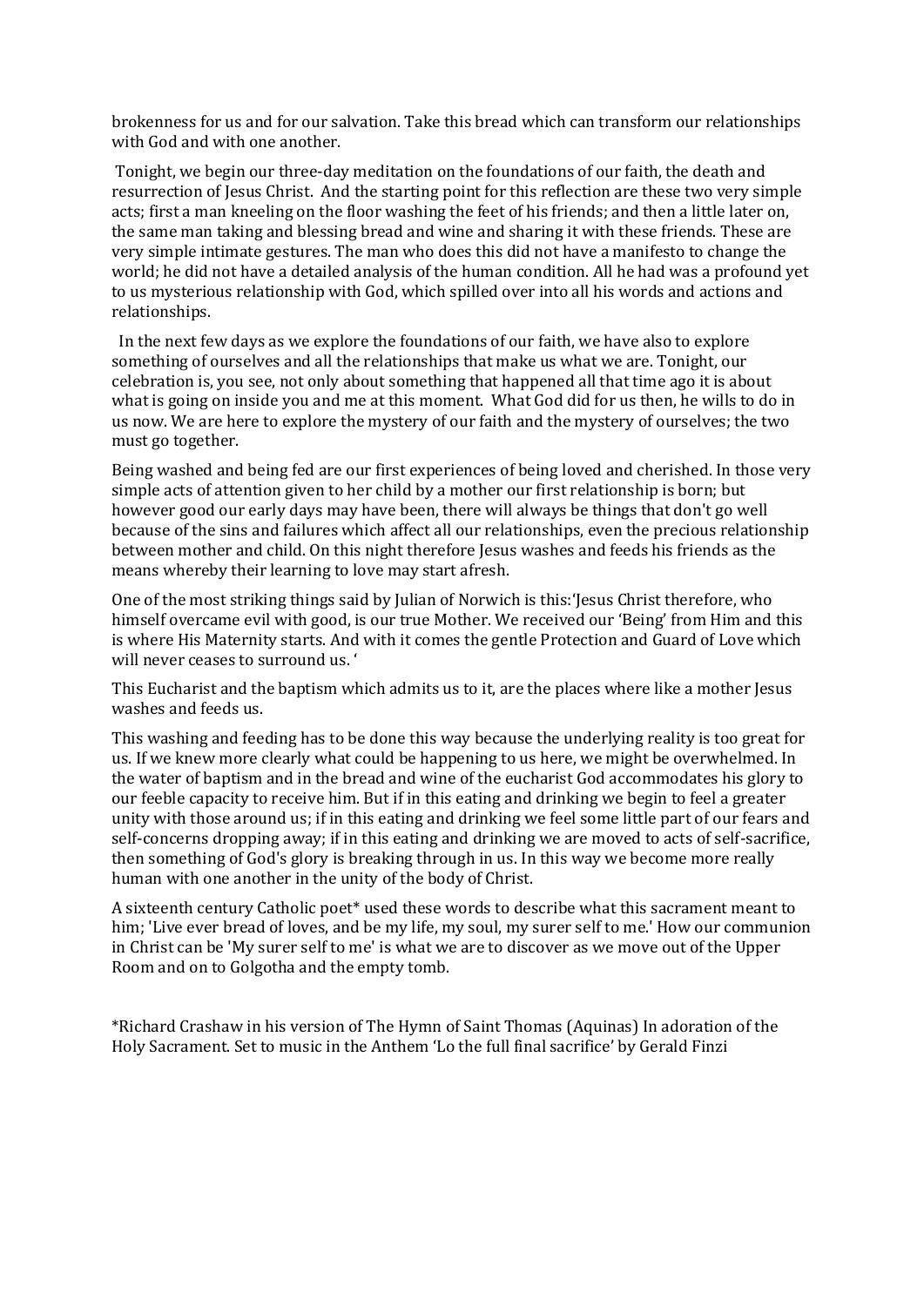brokenness for us and for our salvation. Take this bread which can transform our relationships with God and with one another.

Tonight, we begin our three-day meditation on the foundations of our faith, the death and resurrection of Jesus Christ. And the starting point for this reflection are these two very simple acts; first a man kneeling on the floor washing the feet of his friends; and then a little later on, the same man taking and blessing bread and wine and sharing it with these friends. These are very simple intimate gestures. The man who does this did not have a manifesto to change the world; he did not have a detailed analysis of the human condition. All he had was a profound yet to us mysterious relationship with God, which spilled over into all his words and actions and relationships.

In the next few days as we explore the foundations of our faith, we have also to explore something of ourselves and all the relationships that make us what we are. Tonight, our celebration is, you see, not only about something that happened all that time ago it is about what is going on inside you and me at this moment. What God did for us then, he wills to do in us now. We are here to explore the mystery of our faith and the mystery of ourselves; the two must go together.

Being washed and being fed are our first experiences of being loved and cherished. In those very simple acts of attention given to her child by a mother our first relationship is born; but however good our early days may have been, there will always be things that don't go well because of the sins and failures which affect all our relationships, even the precious relationship between mother and child. On this night therefore Jesus washes and feeds his friends as the means whereby their learning to love may start afresh.

One of the most striking things said by Julian of Norwich is this:'Jesus Christ therefore, who himself overcame evil with good, is our true Mother. We received our 'Being' from Him and this is where His Maternity starts. And with it comes the gentle Protection and Guard of Love which will never ceases to surround us. '

This Eucharist and the baptism which admits us to it, are the places where like a mother Jesus washes and feeds us.

This washing and feeding has to be done this way because the underlying reality is too great for us. If we knew more clearly what could be happening to us here, we might be overwhelmed. In the water of baptism and in the bread and wine of the eucharist God accommodates his glory to our feeble capacity to receive him. But if in this eating and drinking we begin to feel a greater unity with those around us; if in this eating and drinking we feel some little part of our fears and self-concerns dropping away; if in this eating and drinking we are moved to acts of self-sacrifice, then something of God's glory is breaking through in us. In this way we become more really human with one another in the unity of the body of Christ.

A sixteenth century Catholic poet* used these words to describe what this sacrament meant to him; 'Live ever bread of loves, and be my life, my soul, my surer self to me.' How our communion in Christ can be 'My surer self to me' is what we are to discover as we move out of the Upper Room and on to Golgotha and the empty tomb.

*Richard Crashaw in his version of The Hymn of Saint Thomas (Aquinas) In adoration of the Holy Sacrament. Set to music in the Anthem 'Lo the full final sacrifice' by Gerald Finzi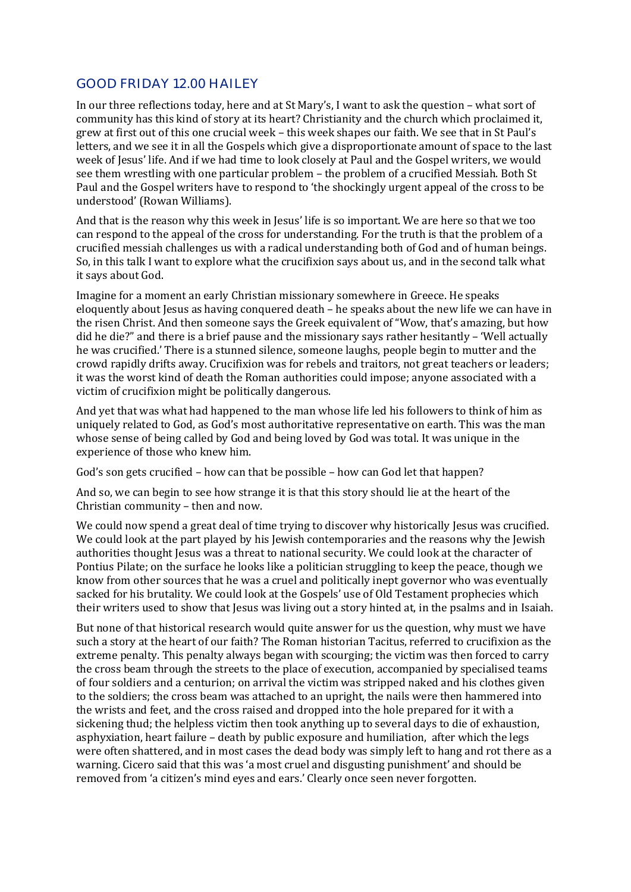## GOOD FRIDAY 12.00 HAILEY

In our three reflections today, here and at St Mary's, I want to ask the question – what sort of community has this kind of story at its heart? Christianity and the church which proclaimed it, grew at first out of this one crucial week – this week shapes our faith. We see that in St Paul's letters, and we see it in all the Gospels which give a disproportionate amount of space to the last week of Jesus' life. And if we had time to look closely at Paul and the Gospel writers, we would see them wrestling with one particular problem – the problem of a crucified Messiah. Both St Paul and the Gospel writers have to respond to 'the shockingly urgent appeal of the cross to be understood' (Rowan Williams).

And that is the reason why this week in Jesus' life is so important. We are here so that we too can respond to the appeal of the cross for understanding. For the truth is that the problem of a crucified messiah challenges us with a radical understanding both of God and of human beings. So, in this talk I want to explore what the crucifixion says about us, and in the second talk what it says about God.

Imagine for a moment an early Christian missionary somewhere in Greece. He speaks eloquently about Jesus as having conquered death – he speaks about the new life we can have in the risen Christ. And then someone says the Greek equivalent of "Wow, that's amazing, but how did he die?" and there is a brief pause and the missionary says rather hesitantly – 'Well actually he was crucified.' There is a stunned silence, someone laughs, people begin to mutter and the crowd rapidly drifts away. Crucifixion was for rebels and traitors, not great teachers or leaders; it was the worst kind of death the Roman authorities could impose; anyone associated with a victim of crucifixion might be politically dangerous.

And yet that was what had happened to the man whose life led his followers to think of him as uniquely related to God, as God's most authoritative representative on earth. This was the man whose sense of being called by God and being loved by God was total. It was unique in the experience of those who knew him.

God's son gets crucified – how can that be possible – how can God let that happen?

And so, we can begin to see how strange it is that this story should lie at the heart of the Christian community – then and now.

We could now spend a great deal of time trying to discover why historically Jesus was crucified. We could look at the part played by his Jewish contemporaries and the reasons why the Jewish authorities thought Jesus was a threat to national security. We could look at the character of Pontius Pilate; on the surface he looks like a politician struggling to keep the peace, though we know from other sources that he was a cruel and politically inept governor who was eventually sacked for his brutality. We could look at the Gospels' use of Old Testament prophecies which their writers used to show that Jesus was living out a story hinted at, in the psalms and in Isaiah.

But none of that historical research would quite answer for us the question, why must we have such a story at the heart of our faith? The Roman historian Tacitus, referred to crucifixion as the extreme penalty. This penalty always began with scourging; the victim was then forced to carry the cross beam through the streets to the place of execution, accompanied by specialised teams of four soldiers and a centurion; on arrival the victim was stripped naked and his clothes given to the soldiers; the cross beam was attached to an upright, the nails were then hammered into the wrists and feet, and the cross raised and dropped into the hole prepared for it with a sickening thud; the helpless victim then took anything up to several days to die of exhaustion, asphyxiation, heart failure – death by public exposure and humiliation, after which the legs were often shattered, and in most cases the dead body was simply left to hang and rot there as a warning. Cicero said that this was 'a most cruel and disgusting punishment' and should be removed from 'a citizen's mind eyes and ears.' Clearly once seen never forgotten.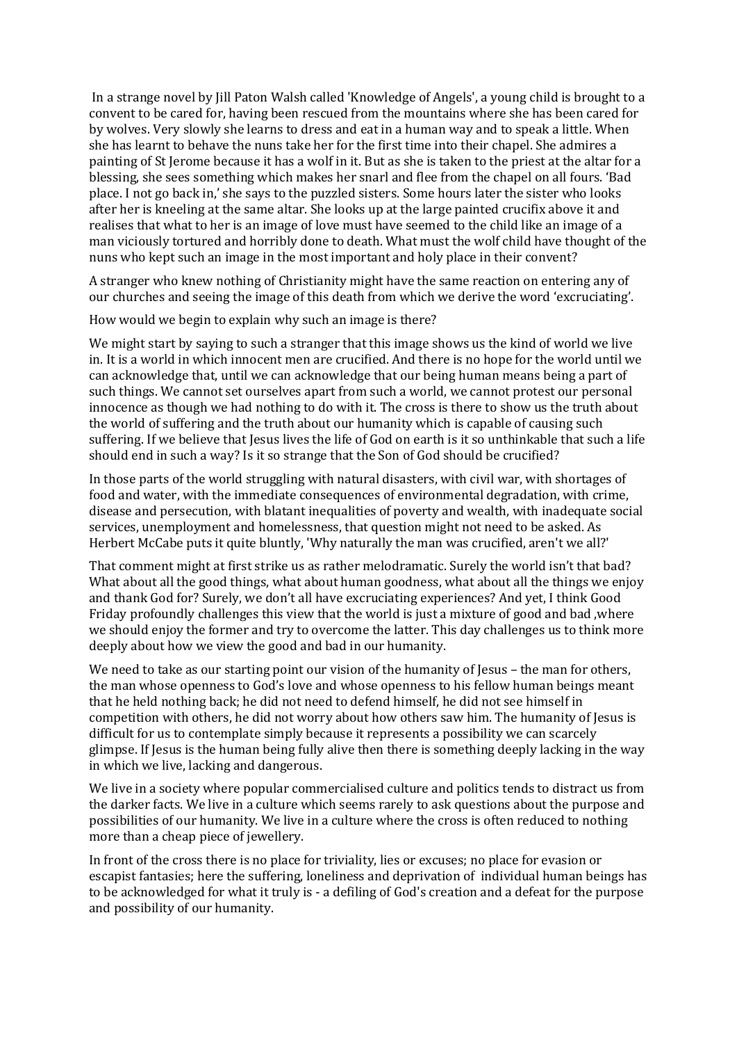In a strange novel by Jill Paton Walsh called 'Knowledge of Angels', a young child is brought to a convent to be cared for, having been rescued from the mountains where she has been cared for by wolves. Very slowly she learns to dress and eat in a human way and to speak a little. When she has learnt to behave the nuns take her for the first time into their chapel. She admires a painting of St Jerome because it has a wolf in it. But as she is taken to the priest at the altar for a blessing, she sees something which makes her snarl and flee from the chapel on all fours. 'Bad place. I not go back in,' she says to the puzzled sisters. Some hours later the sister who looks after her is kneeling at the same altar. She looks up at the large painted crucifix above it and realises that what to her is an image of love must have seemed to the child like an image of a man viciously tortured and horribly done to death. What must the wolf child have thought of the nuns who kept such an image in the most important and holy place in their convent?

A stranger who knew nothing of Christianity might have the same reaction on entering any of our churches and seeing the image of this death from which we derive the word 'excruciating'.

How would we begin to explain why such an image is there?

We might start by saying to such a stranger that this image shows us the kind of world we live in. It is a world in which innocent men are crucified. And there is no hope for the world until we can acknowledge that, until we can acknowledge that our being human means being a part of such things. We cannot set ourselves apart from such a world, we cannot protest our personal innocence as though we had nothing to do with it. The cross is there to show us the truth about the world of suffering and the truth about our humanity which is capable of causing such suffering. If we believe that Jesus lives the life of God on earth is it so unthinkable that such a life should end in such a way? Is it so strange that the Son of God should be crucified?

In those parts of the world struggling with natural disasters, with civil war, with shortages of food and water, with the immediate consequences of environmental degradation, with crime, disease and persecution, with blatant inequalities of poverty and wealth, with inadequate social services, unemployment and homelessness, that question might not need to be asked. As Herbert McCabe puts it quite bluntly, 'Why naturally the man was crucified, aren't we all?'

That comment might at first strike us as rather melodramatic. Surely the world isn't that bad? What about all the good things, what about human goodness, what about all the things we enjoy and thank God for? Surely, we don't all have excruciating experiences? And yet, I think Good Friday profoundly challenges this view that the world is just a mixture of good and bad ,where we should enjoy the former and try to overcome the latter. This day challenges us to think more deeply about how we view the good and bad in our humanity.

We need to take as our starting point our vision of the humanity of Jesus – the man for others, the man whose openness to God's love and whose openness to his fellow human beings meant that he held nothing back; he did not need to defend himself, he did not see himself in competition with others, he did not worry about how others saw him. The humanity of Jesus is difficult for us to contemplate simply because it represents a possibility we can scarcely glimpse. If Jesus is the human being fully alive then there is something deeply lacking in the way in which we live, lacking and dangerous.

We live in a society where popular commercialised culture and politics tends to distract us from the darker facts. We live in a culture which seems rarely to ask questions about the purpose and possibilities of our humanity. We live in a culture where the cross is often reduced to nothing more than a cheap piece of jewellery.

In front of the cross there is no place for triviality, lies or excuses; no place for evasion or escapist fantasies; here the suffering, loneliness and deprivation of individual human beings has to be acknowledged for what it truly is - a defiling of God's creation and a defeat for the purpose and possibility of our humanity.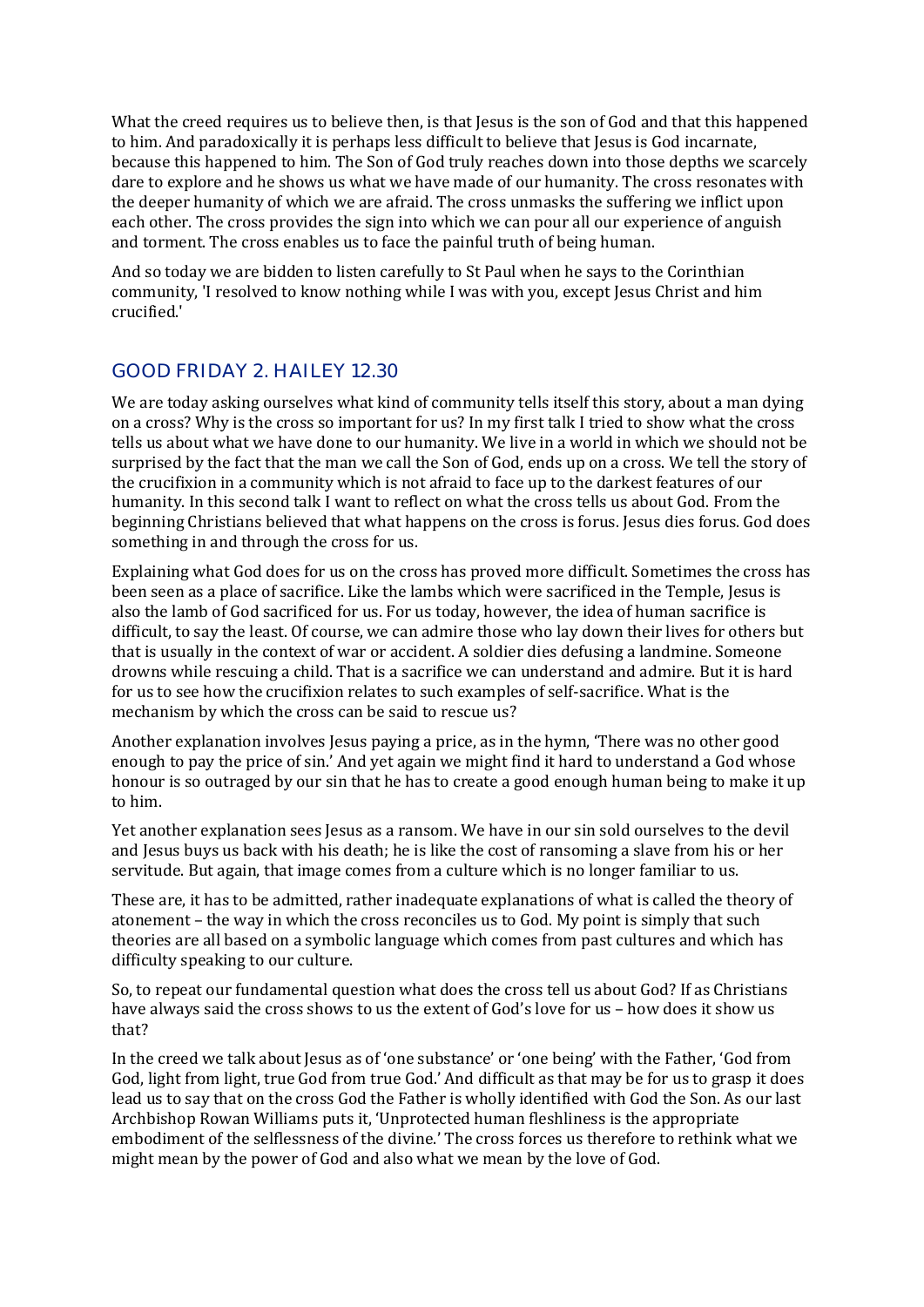What the creed requires us to believe then, is that Jesus is the son of God and that this happened to him. And paradoxically it is perhaps less difficult to believe that Jesus is God incarnate, because this happened to him. The Son of God truly reaches down into those depths we scarcely dare to explore and he shows us what we have made of our humanity. The cross resonates with the deeper humanity of which we are afraid. The cross unmasks the suffering we inflict upon each other. The cross provides the sign into which we can pour all our experience of anguish and torment. The cross enables us to face the painful truth of being human.

And so today we are bidden to listen carefully to St Paul when he says to the Corinthian community, 'I resolved to know nothing while I was with you, except Jesus Christ and him crucified.'

## GOOD FRIDAY 2. HAILEY 12.30

We are today asking ourselves what kind of community tells itself this story, about a man dying on a cross? Why is the cross so important for us? In my first talk I tried to show what the cross tells us about what we have done to our humanity. We live in a world in which we should not be surprised by the fact that the man we call the Son of God, ends up on a cross. We tell the story of the crucifixion in a community which is not afraid to face up to the darkest features of our humanity. In this second talk I want to reflect on what the cross tells us about God. From the beginning Christians believed that what happens on the cross is forus. Jesus dies forus. God does something in and through the cross for us.

Explaining what God does for us on the cross has proved more difficult. Sometimes the cross has been seen as a place of sacrifice. Like the lambs which were sacrificed in the Temple, Jesus is also the lamb of God sacrificed for us. For us today, however, the idea of human sacrifice is difficult, to say the least. Of course, we can admire those who lay down their lives for others but that is usually in the context of war or accident. A soldier dies defusing a landmine. Someone drowns while rescuing a child. That is a sacrifice we can understand and admire. But it is hard for us to see how the crucifixion relates to such examples of self-sacrifice. What is the mechanism by which the cross can be said to rescue us?

Another explanation involves Jesus paying a price, as in the hymn, 'There was no other good enough to pay the price of sin.' And yet again we might find it hard to understand a God whose honour is so outraged by our sin that he has to create a good enough human being to make it up to him.

Yet another explanation sees Jesus as a ransom. We have in our sin sold ourselves to the devil and Jesus buys us back with his death; he is like the cost of ransoming a slave from his or her servitude. But again, that image comes from a culture which is no longer familiar to us.

These are, it has to be admitted, rather inadequate explanations of what is called the theory of atonement – the way in which the cross reconciles us to God. My point is simply that such theories are all based on a symbolic language which comes from past cultures and which has difficulty speaking to our culture.

So, to repeat our fundamental question what does the cross tell us about God? If as Christians have always said the cross shows to us the extent of God's love for us – how does it show us that?

In the creed we talk about Jesus as of 'one substance' or 'one being' with the Father, 'God from God, light from light, true God from true God.' And difficult as that may be for us to grasp it does lead us to say that on the cross God the Father is wholly identified with God the Son. As our last Archbishop Rowan Williams puts it, 'Unprotected human fleshliness is the appropriate embodiment of the selflessness of the divine.' The cross forces us therefore to rethink what we might mean by the power of God and also what we mean by the love of God.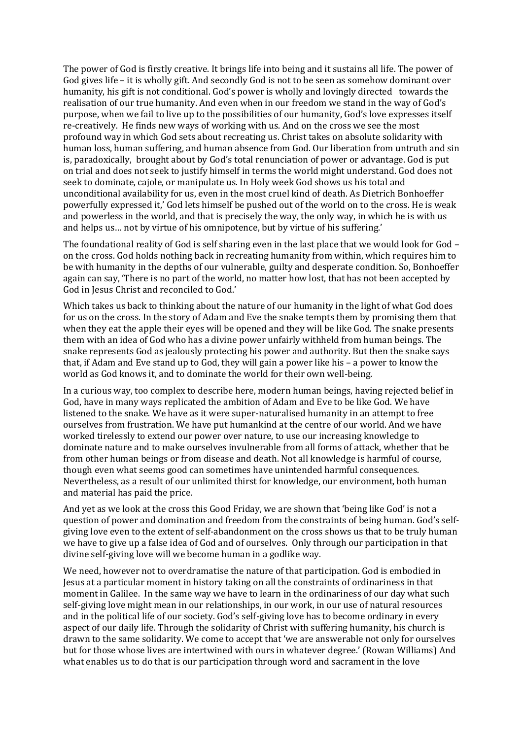The power of God is firstly creative. It brings life into being and it sustains all life. The power of God gives life – it is wholly gift. And secondly God is not to be seen as somehow dominant over humanity, his gift is not conditional. God's power is wholly and lovingly directed towards the realisation of our true humanity. And even when in our freedom we stand in the way of God's purpose, when we fail to live up to the possibilities of our humanity, God's love expresses itself re-creatively. He finds new ways of working with us. And on the cross we see the most profound way in which God sets about recreating us. Christ takes on absolute solidarity with human loss, human suffering, and human absence from God. Our liberation from untruth and sin is, paradoxically, brought about by God's total renunciation of power or advantage. God is put on trial and does not seek to justify himself in terms the world might understand. God does not seek to dominate, cajole, or manipulate us. In Holy week God shows us his total and unconditional availability for us, even in the most cruel kind of death. As Dietrich Bonhoeffer powerfully expressed it,' God lets himself be pushed out of the world on to the cross. He is weak and powerless in the world, and that is precisely the way, the only way, in which he is with us and helps us… not by virtue of his omnipotence, but by virtue of his suffering.'

The foundational reality of God is self sharing even in the last place that we would look for God – on the cross. God holds nothing back in recreating humanity from within, which requires him to be with humanity in the depths of our vulnerable, guilty and desperate condition. So, Bonhoeffer again can say, 'There is no part of the world, no matter how lost, that has not been accepted by God in Jesus Christ and reconciled to God.'

Which takes us back to thinking about the nature of our humanity in the light of what God does for us on the cross. In the story of Adam and Eve the snake tempts them by promising them that when they eat the apple their eyes will be opened and they will be like God. The snake presents them with an idea of God who has a divine power unfairly withheld from human beings. The snake represents God as jealously protecting his power and authority. But then the snake says that, if Adam and Eve stand up to God, they will gain a power like his – a power to know the world as God knows it, and to dominate the world for their own well-being.

In a curious way, too complex to describe here, modern human beings, having rejected belief in God, have in many ways replicated the ambition of Adam and Eve to be like God. We have listened to the snake. We have as it were super-naturalised humanity in an attempt to free ourselves from frustration. We have put humankind at the centre of our world. And we have worked tirelessly to extend our power over nature, to use our increasing knowledge to dominate nature and to make ourselves invulnerable from all forms of attack, whether that be from other human beings or from disease and death. Not all knowledge is harmful of course, though even what seems good can sometimes have unintended harmful consequences. Nevertheless, as a result of our unlimited thirst for knowledge, our environment, both human and material has paid the price.

And yet as we look at the cross this Good Friday, we are shown that 'being like God' is not a question of power and domination and freedom from the constraints of being human. God's self-giving love even to the extent of self-abandonment on the cross shows us that to be truly human we have to give up a false idea of God and of ourselves. Only through our participation in that divine self-giving love will we become human in a godlike way.

We need, however not to overdramatise the nature of that participation. God is embodied in Jesus at a particular moment in history taking on all the constraints of ordinariness in that moment in Galilee. In the same way we have to learn in the ordinariness of our day what such self-giving love might mean in our relationships, in our work, in our use of natural resources and in the political life of our society. God's self-giving love has to become ordinary in every aspect of our daily life. Through the solidarity of Christ with suffering humanity, his church is drawn to the same solidarity. We come to accept that 'we are answerable not only for ourselves but for those whose lives are intertwined with ours in whatever degree.' (Rowan Williams) And what enables us to do that is our participation through word and sacrament in the love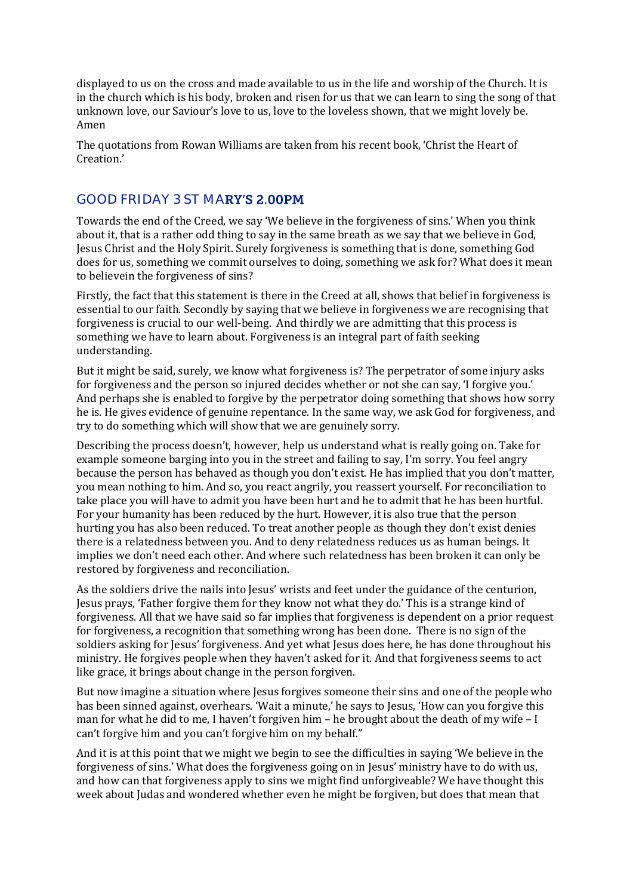displayed to us on the cross and made available to us in the life and worship of the Church. It is in the church which is his body, broken and risen for us that we can learn to sing the song of that unknown love, our Saviour's love to us, love to the loveless shown, that we might lovely be. Amen

The quotations from Rowan Williams are taken from his recent book, 'Christ the Heart of Creation.'

## GOOD FRIDAY 3 ST MARY'S 2.00PM

Towards the end of the Creed, we say 'We believe in the forgiveness of sins.' When you think about it, that is a rather odd thing to say in the same breath as we say that we believe in God, Jesus Christ and the Holy Spirit. Surely forgiveness is something that is done, something God does for us, something we commit ourselves to doing, something we ask for? What does it mean to believein the forgiveness of sins?

Firstly, the fact that this statement is there in the Creed at all, shows that belief in forgiveness is essential to our faith. Secondly by saying that we believe in forgiveness we are recognising that forgiveness is crucial to our well-being. And thirdly we are admitting that this process is something we have to learn about. Forgiveness is an integral part of faith seeking understanding.

But it might be said, surely, we know what forgiveness is? The perpetrator of some injury asks for forgiveness and the person so injured decides whether or not she can say, 'I forgive you.' And perhaps she is enabled to forgive by the perpetrator doing something that shows how sorry he is. He gives evidence of genuine repentance. In the same way, we ask God for forgiveness, and try to do something which will show that we are genuinely sorry.

Describing the process doesn't, however, help us understand what is really going on. Take for example someone barging into you in the street and failing to say, I'm sorry. You feel angry because the person has behaved as though you don't exist. He has implied that you don't matter, you mean nothing to him. And so, you react angrily, you reassert yourself. For reconciliation to take place you will have to admit you have been hurt and he to admit that he has been hurtful. For your humanity has been reduced by the hurt. However, it is also true that the person hurting you has also been reduced. To treat another people as though they don't exist denies there is a relatedness between you. And to deny relatedness reduces us as human beings. It implies we don't need each other. And where such relatedness has been broken it can only be restored by forgiveness and reconciliation.

As the soldiers drive the nails into Jesus' wrists and feet under the guidance of the centurion, Jesus prays, 'Father forgive them for they know not what they do.' This is a strange kind of forgiveness. All that we have said so far implies that forgiveness is dependent on a prior request for forgiveness, a recognition that something wrong has been done. There is no sign of the soldiers asking for Jesus' forgiveness. And yet what Jesus does here, he has done throughout his ministry. He forgives people when they haven't asked for it. And that forgiveness seems to act like grace, it brings about change in the person forgiven.

But now imagine a situation where Jesus forgives someone their sins and one of the people who has been sinned against, overhears. 'Wait a minute,' he says to Jesus, 'How can you forgive this man for what he did to me, I haven't forgiven him – he brought about the death of my wife – I can't forgive him and you can't forgive him on my behalf."

And it is at this point that we might we begin to see the difficulties in saying 'We believe in the forgiveness of sins.' What does the forgiveness going on in Jesus' ministry have to do with us, and how can that forgiveness apply to sins we might find unforgiveable? We have thought this week about Judas and wondered whether even he might be forgiven, but does that mean that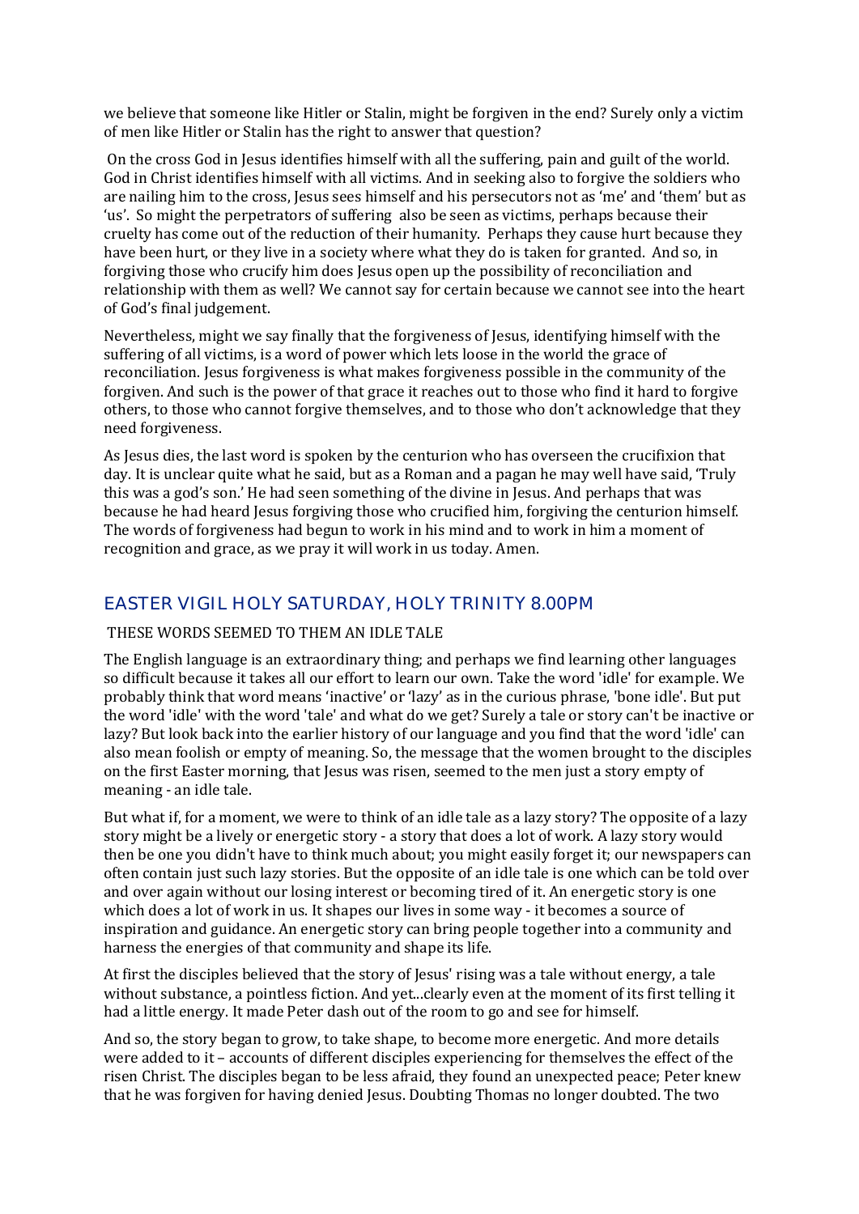we believe that someone like Hitler or Stalin, might be forgiven in the end? Surely only a victim of men like Hitler or Stalin has the right to answer that question?

On the cross God in Jesus identifies himself with all the suffering, pain and guilt of the world. God in Christ identifies himself with all victims. And in seeking also to forgive the soldiers who are nailing him to the cross, Jesus sees himself and his persecutors not as 'me' and 'them' but as 'us'. So might the perpetrators of suffering also be seen as victims, perhaps because their cruelty has come out of the reduction of their humanity. Perhaps they cause hurt because they have been hurt, or they live in a society where what they do is taken for granted. And so, in forgiving those who crucify him does Jesus open up the possibility of reconciliation and relationship with them as well? We cannot say for certain because we cannot see into the heart of God's final judgement.

Nevertheless, might we say finally that the forgiveness of Jesus, identifying himself with the suffering of all victims, is a word of power which lets loose in the world the grace of reconciliation. Jesus forgiveness is what makes forgiveness possible in the community of the forgiven. And such is the power of that grace it reaches out to those who find it hard to forgive others, to those who cannot forgive themselves, and to those who don't acknowledge that they need forgiveness.

As Jesus dies, the last word is spoken by the centurion who has overseen the crucifixion that day. It is unclear quite what he said, but as a Roman and a pagan he may well have said, 'Truly this was a god's son.' He had seen something of the divine in Jesus. And perhaps that was because he had heard Jesus forgiving those who crucified him, forgiving the centurion himself. The words of forgiveness had begun to work in his mind and to work in him a moment of recognition and grace, as we pray it will work in us today. Amen.

## EASTER VIGIL HOLY SATURDAY, HOLY TRINITY 8.00PM

THESE WORDS SEEMED TO THEM AN IDLE TALE

The English language is an extraordinary thing; and perhaps we find learning other languages so difficult because it takes all our effort to learn our own. Take the word 'idle' for example. We probably think that word means 'inactive' or 'lazy' as in the curious phrase, 'bone idle'. But put the word 'idle' with the word 'tale' and what do we get? Surely a tale or story can't be inactive or lazy? But look back into the earlier history of our language and you find that the word 'idle' can also mean foolish or empty of meaning. So, the message that the women brought to the disciples on the first Easter morning, that Jesus was risen, seemed to the men just a story empty of meaning - an idle tale.

But what if, for a moment, we were to think of an idle tale as a lazy story? The opposite of a lazy story might be a lively or energetic story - a story that does a lot of work. A lazy story would then be one you didn't have to think much about; you might easily forget it; our newspapers can often contain just such lazy stories. But the opposite of an idle tale is one which can be told over and over again without our losing interest or becoming tired of it. An energetic story is one which does a lot of work in us. It shapes our lives in some way - it becomes a source of inspiration and guidance. An energetic story can bring people together into a community and harness the energies of that community and shape its life.

At first the disciples believed that the story of Jesus' rising was a tale without energy, a tale without substance, a pointless fiction. And yet...clearly even at the moment of its first telling it had a little energy. It made Peter dash out of the room to go and see for himself.

And so, the story began to grow, to take shape, to become more energetic. And more details were added to it – accounts of different disciples experiencing for themselves the effect of the risen Christ. The disciples began to be less afraid, they found an unexpected peace; Peter knew that he was forgiven for having denied Jesus. Doubting Thomas no longer doubted. The two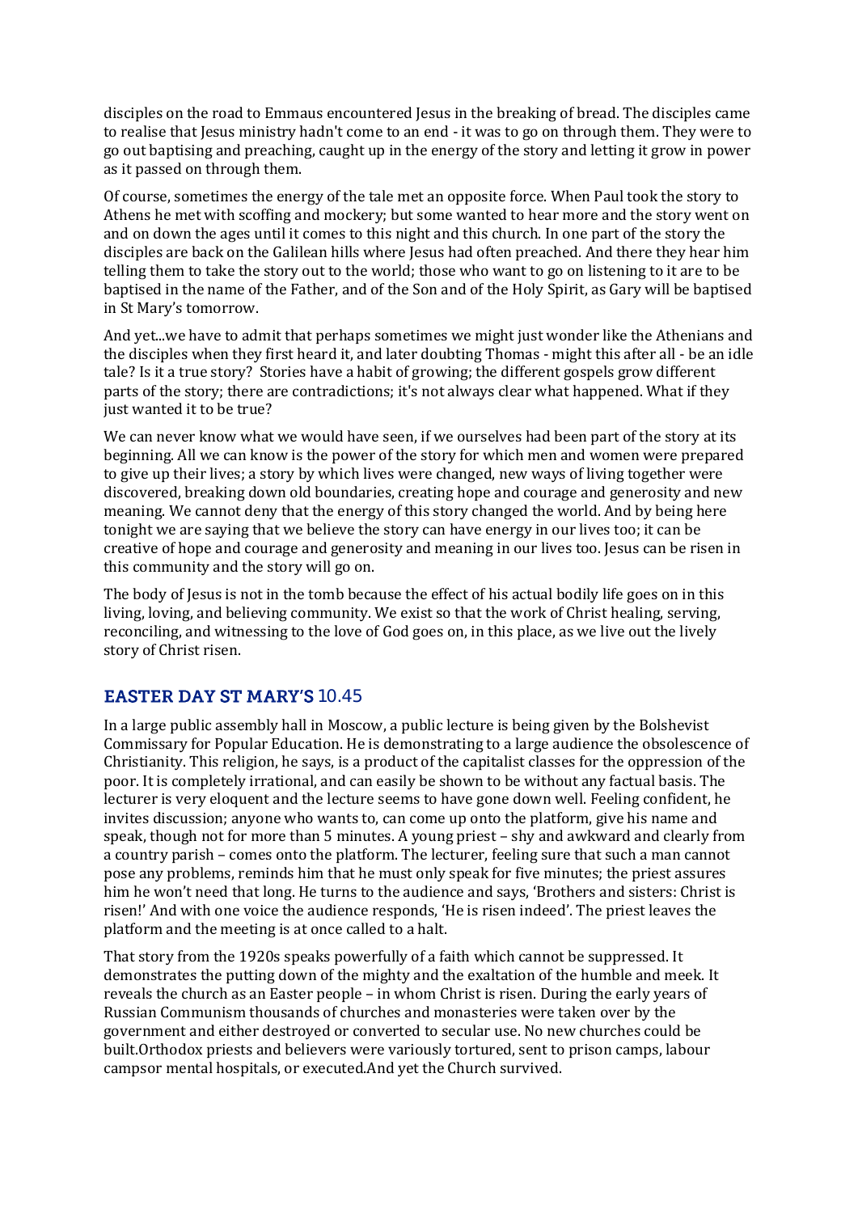disciples on the road to Emmaus encountered Jesus in the breaking of bread. The disciples came to realise that Jesus ministry hadn't come to an end - it was to go on through them. They were to go out baptising and preaching, caught up in the energy of the story and letting it grow in power as it passed on through them.

Of course, sometimes the energy of the tale met an opposite force. When Paul took the story to Athens he met with scoffing and mockery; but some wanted to hear more and the story went on and on down the ages until it comes to this night and this church. In one part of the story the disciples are back on the Galilean hills where Jesus had often preached. And there they hear him telling them to take the story out to the world; those who want to go on listening to it are to be baptised in the name of the Father, and of the Son and of the Holy Spirit, as Gary will be baptised in St Mary's tomorrow.

And yet...we have to admit that perhaps sometimes we might just wonder like the Athenians and the disciples when they first heard it, and later doubting Thomas - might this after all - be an idle tale? Is it a true story? Stories have a habit of growing; the different gospels grow different parts of the story; there are contradictions; it's not always clear what happened. What if they just wanted it to be true?

We can never know what we would have seen, if we ourselves had been part of the story at its beginning. All we can know is the power of the story for which men and women were prepared to give up their lives; a story by which lives were changed, new ways of living together were discovered, breaking down old boundaries, creating hope and courage and generosity and new meaning. We cannot deny that the energy of this story changed the world. And by being here tonight we are saying that we believe the story can have energy in our lives too; it can be creative of hope and courage and generosity and meaning in our lives too. Jesus can be risen in this community and the story will go on.

The body of Jesus is not in the tomb because the effect of his actual bodily life goes on in this living, loving, and believing community. We exist so that the work of Christ healing, serving, reconciling, and witnessing to the love of God goes on, in this place, as we live out the lively story of Christ risen.

## EASTER DAY ST MARY'S 10.45

In a large public assembly hall in Moscow, a public lecture is being given by the Bolshevist Commissary for Popular Education. He is demonstrating to a large audience the obsolescence of Christianity. This religion, he says, is a product of the capitalist classes for the oppression of the poor. It is completely irrational, and can easily be shown to be without any factual basis. The lecturer is very eloquent and the lecture seems to have gone down well. Feeling confident, he invites discussion; anyone who wants to, can come up onto the platform, give his name and speak, though not for more than 5 minutes. A young priest – shy and awkward and clearly from a country parish – comes onto the platform. The lecturer, feeling sure that such a man cannot pose any problems, reminds him that he must only speak for five minutes; the priest assures him he won't need that long. He turns to the audience and says, 'Brothers and sisters: Christ is risen!' And with one voice the audience responds, 'He is risen indeed'. The priest leaves the platform and the meeting is at once called to a halt.

That story from the 1920s speaks powerfully of a faith which cannot be suppressed. It demonstrates the putting down of the mighty and the exaltation of the humble and meek. It reveals the church as an Easter people – in whom Christ is risen. During the early years of Russian Communism thousands of churches and monasteries were taken over by the government and either destroyed or converted to secular use. No new churches could be built.Orthodox priests and believers were variously tortured, sent to prison camps, labour campsor mental hospitals, or executed.And yet the Church survived.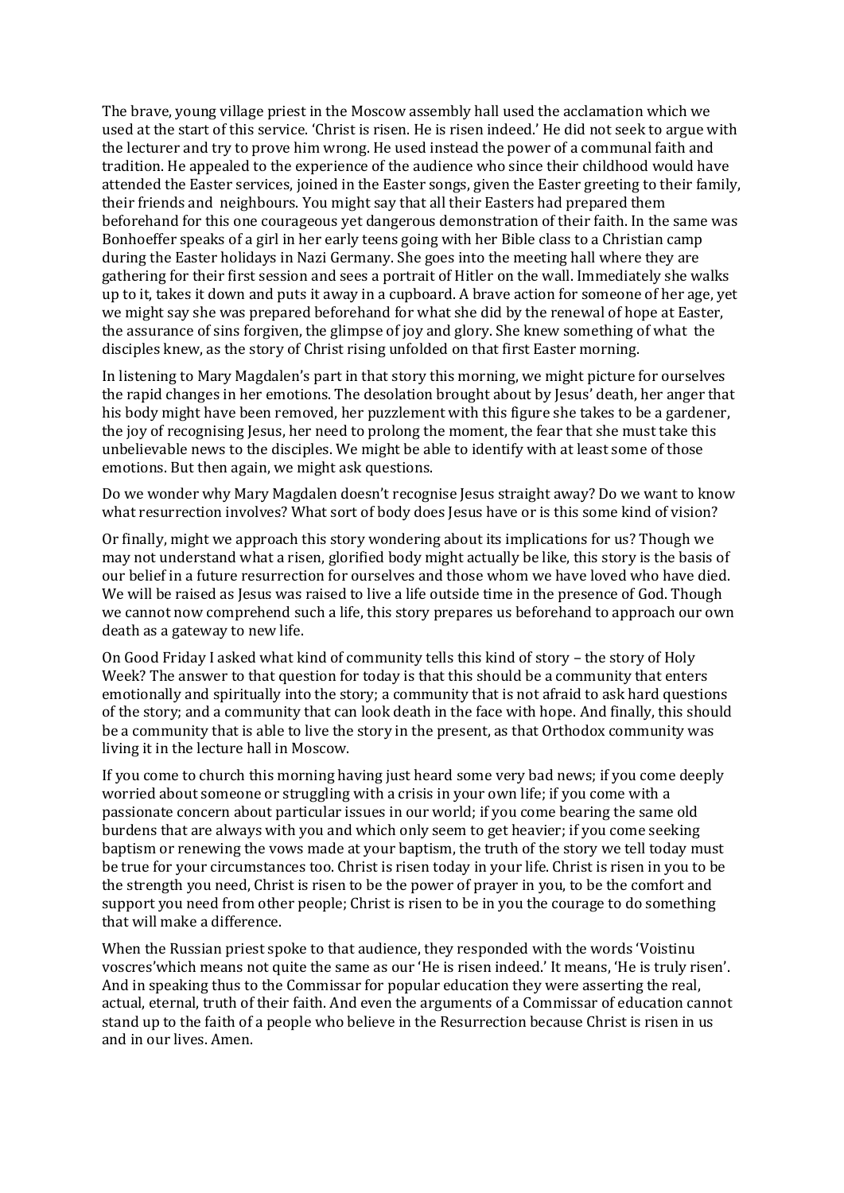The brave, young village priest in the Moscow assembly hall used the acclamation which we used at the start of this service. 'Christ is risen. He is risen indeed.' He did not seek to argue with the lecturer and try to prove him wrong. He used instead the power of a communal faith and tradition. He appealed to the experience of the audience who since their childhood would have attended the Easter services, joined in the Easter songs, given the Easter greeting to their family, their friends and neighbours. You might say that all their Easters had prepared them beforehand for this one courageous yet dangerous demonstration of their faith. In the same was Bonhoeffer speaks of a girl in her early teens going with her Bible class to a Christian camp during the Easter holidays in Nazi Germany. She goes into the meeting hall where they are gathering for their first session and sees a portrait of Hitler on the wall. Immediately she walks up to it, takes it down and puts it away in a cupboard. A brave action for someone of her age, yet we might say she was prepared beforehand for what she did by the renewal of hope at Easter, the assurance of sins forgiven, the glimpse of joy and glory. She knew something of what the disciples knew, as the story of Christ rising unfolded on that first Easter morning.

In listening to Mary Magdalen's part in that story this morning, we might picture for ourselves the rapid changes in her emotions. The desolation brought about by Jesus' death, her anger that his body might have been removed, her puzzlement with this figure she takes to be a gardener, the joy of recognising Jesus, her need to prolong the moment, the fear that she must take this unbelievable news to the disciples. We might be able to identify with at least some of those emotions. But then again, we might ask questions.

Do we wonder why Mary Magdalen doesn't recognise Jesus straight away? Do we want to know what resurrection involves? What sort of body does Jesus have or is this some kind of vision?

Or finally, might we approach this story wondering about its implications for us? Though we may not understand what a risen, glorified body might actually be like, this story is the basis of our belief in a future resurrection for ourselves and those whom we have loved who have died. We will be raised as Jesus was raised to live a life outside time in the presence of God. Though we cannot now comprehend such a life, this story prepares us beforehand to approach our own death as a gateway to new life.

On Good Friday I asked what kind of community tells this kind of story – the story of Holy Week? The answer to that question for today is that this should be a community that enters emotionally and spiritually into the story; a community that is not afraid to ask hard questions of the story; and a community that can look death in the face with hope. And finally, this should be a community that is able to live the story in the present, as that Orthodox community was living it in the lecture hall in Moscow.

If you come to church this morning having just heard some very bad news; if you come deeply worried about someone or struggling with a crisis in your own life; if you come with a passionate concern about particular issues in our world; if you come bearing the same old burdens that are always with you and which only seem to get heavier; if you come seeking baptism or renewing the vows made at your baptism, the truth of the story we tell today must be true for your circumstances too. Christ is risen today in your life. Christ is risen in you to be the strength you need, Christ is risen to be the power of prayer in you, to be the comfort and support you need from other people; Christ is risen to be in you the courage to do something that will make a difference.

When the Russian priest spoke to that audience, they responded with the words 'Voistinu voscres'which means not quite the same as our 'He is risen indeed.' It means, 'He is truly risen'. And in speaking thus to the Commissar for popular education they were asserting the real, actual, eternal, truth of their faith. And even the arguments of a Commissar of education cannot stand up to the faith of a people who believe in the Resurrection because Christ is risen in us and in our lives. Amen.